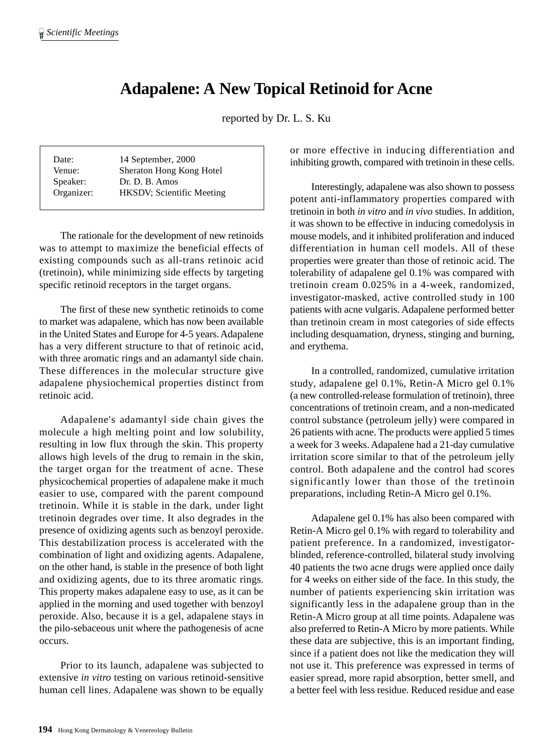# Adapalene: A New Topical Retinoid for Acne

reported by Dr. L. S. Ku

| | |
|---|---|
| Date: | 14 September, 2000 |
| Venue: | Sheraton Hong Kong Hotel |
| Speaker: | Dr. D. B. Amos |
| Organizer: | HKSDV; Scientific Meeting |

The rationale for the development of new retinoids was to attempt to maximize the beneficial effects of existing compounds such as all-trans retinoic acid (tretinoin), while minimizing side effects by targeting specific retinoid receptors in the target organs.

The first of these new synthetic retinoids to come to market was adapalene, which has now been available in the United States and Europe for 4-5 years. Adapalene has a very different structure to that of retinoic acid, with three aromatic rings and an adamantyl side chain. These differences in the molecular structure give adapalene physiochemical properties distinct from retinoic acid.

Adapalene's adamantyl side chain gives the molecule a high melting point and low solubility, resulting in low flux through the skin. This property allows high levels of the drug to remain in the skin, the target organ for the treatment of acne. These physicochemical properties of adapalene make it much easier to use, compared with the parent compound tretinoin. While it is stable in the dark, under light tretinoin degrades over time. It also degrades in the presence of oxidizing agents such as benzoyl peroxide. This destabilization process is accelerated with the combination of light and oxidizing agents. Adapalene, on the other hand, is stable in the presence of both light and oxidizing agents, due to its three aromatic rings. This property makes adapalene easy to use, as it can be applied in the morning and used together with benzoyl peroxide. Also, because it is a gel, adapalene stays in the pilo-sebaceous unit where the pathogenesis of acne occurs.

Prior to its launch, adapalene was subjected to extensive *in vitro* testing on various retinoid-sensitive human cell lines. Adapalene was shown to be equally or more effective in inducing differentiation and inhibiting growth, compared with tretinoin in these cells.

Interestingly, adapalene was also shown to possess potent anti-inflammatory properties compared with tretinoin in both *in vitro* and *in vivo* studies. In addition, it was shown to be effective in inducing comedolysis in mouse models, and it inhibited proliferation and induced differentiation in human cell models. All of these properties were greater than those of retinoic acid. The tolerability of adapalene gel 0.1% was compared with tretinoin cream 0.025% in a 4-week, randomized, investigator-masked, active controlled study in 100 patients with acne vulgaris. Adapalene performed better than tretinoin cream in most categories of side effects including desquamation, dryness, stinging and burning, and erythema.

In a controlled, randomized, cumulative irritation study, adapalene gel 0.1%, Retin-A Micro gel 0.1% (a new controlled-release formulation of tretinoin), three concentrations of tretinoin cream, and a non-medicated control substance (petroleum jelly) were compared in 26 patients with acne. The products were applied 5 times a week for 3 weeks. Adapalene had a 21-day cumulative irritation score similar to that of the petroleum jelly control. Both adapalene and the control had scores significantly lower than those of the tretinoin preparations, including Retin-A Micro gel 0.1%.

Adapalene gel 0.1% has also been compared with Retin-A Micro gel 0.1% with regard to tolerability and patient preference. In a randomized, investigator-blinded, reference-controlled, bilateral study involving 40 patients the two acne drugs were applied once daily for 4 weeks on either side of the face. In this study, the number of patients experiencing skin irritation was significantly less in the adapalene group than in the Retin-A Micro group at all time points. Adapalene was also preferred to Retin-A Micro by more patients. While these data are subjective, this is an important finding, since if a patient does not like the medication they will not use it. This preference was expressed in terms of easier spread, more rapid absorption, better smell, and a better feel with less residue. Reduced residue and ease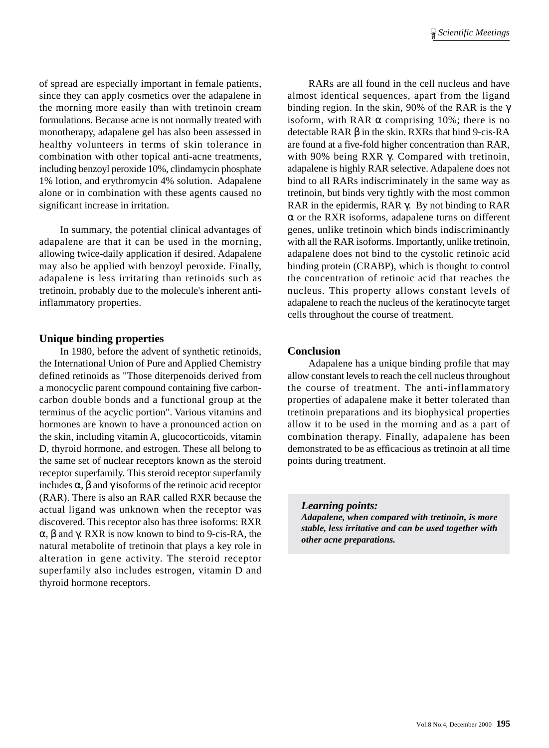of spread are especially important in female patients, since they can apply cosmetics over the adapalene in the morning more easily than with tretinoin cream formulations. Because acne is not normally treated with monotherapy, adapalene gel has also been assessed in healthy volunteers in terms of skin tolerance in combination with other topical anti-acne treatments, including benzoyl peroxide 10%, clindamycin phosphate 1% lotion, and erythromycin 4% solution. Adapalene alone or in combination with these agents caused no significant increase in irritation.

In summary, the potential clinical advantages of adapalene are that it can be used in the morning, allowing twice-daily application if desired. Adapalene may also be applied with benzoyl peroxide. Finally, adapalene is less irritating than retinoids such as tretinoin, probably due to the molecule's inherent anti-inflammatory properties.

## Unique binding properties

In 1980, before the advent of synthetic retinoids, the International Union of Pure and Applied Chemistry defined retinoids as "Those diterpenoids derived from a monocyclic parent compound containing five carbon-carbon double bonds and a functional group at the terminus of the acyclic portion". Various vitamins and hormones are known to have a pronounced action on the skin, including vitamin A, glucocorticoids, vitamin D, thyroid hormone, and estrogen. These all belong to the same set of nuclear receptors known as the steroid receptor superfamily. This steroid receptor superfamily includes α, β and γ isoforms of the retinoic acid receptor (RAR). There is also an RAR called RXR because the actual ligand was unknown when the receptor was discovered. This receptor also has three isoforms: RXR α, β and γ. RXR is now known to bind to 9-cis-RA, the natural metabolite of tretinoin that plays a key role in alteration in gene activity. The steroid receptor superfamily also includes estrogen, vitamin D and thyroid hormone receptors.

RARs are all found in the cell nucleus and have almost identical sequences, apart from the ligand binding region. In the skin, 90% of the RAR is the γ isoform, with RAR α comprising 10%; there is no detectable RAR β in the skin. RXRs that bind 9-cis-RA are found at a five-fold higher concentration than RAR, with 90% being RXR γ. Compared with tretinoin, adapalene is highly RAR selective. Adapalene does not bind to all RARs indiscriminately in the same way as tretinoin, but binds very tightly with the most common RAR in the epidermis, RAR γ. By not binding to RAR α or the RXR isoforms, adapalene turns on different genes, unlike tretinoin which binds indiscriminantly with all the RAR isoforms. Importantly, unlike tretinoin, adapalene does not bind to the cystolic retinoic acid binding protein (CRABP), which is thought to control the concentration of retinoic acid that reaches the nucleus. This property allows constant levels of adapalene to reach the nucleus of the keratinocyte target cells throughout the course of treatment.

## Conclusion

Adapalene has a unique binding profile that may allow constant levels to reach the cell nucleus throughout the course of treatment. The anti-inflammatory properties of adapalene make it better tolerated than tretinoin preparations and its biophysical properties allow it to be used in the morning and as a part of combination therapy. Finally, adapalene has been demonstrated to be as efficacious as tretinoin at all time points during treatment.

***Learning points:***

***Adapalene, when compared with tretinoin, is more stable, less irritative and can be used together with other acne preparations.***